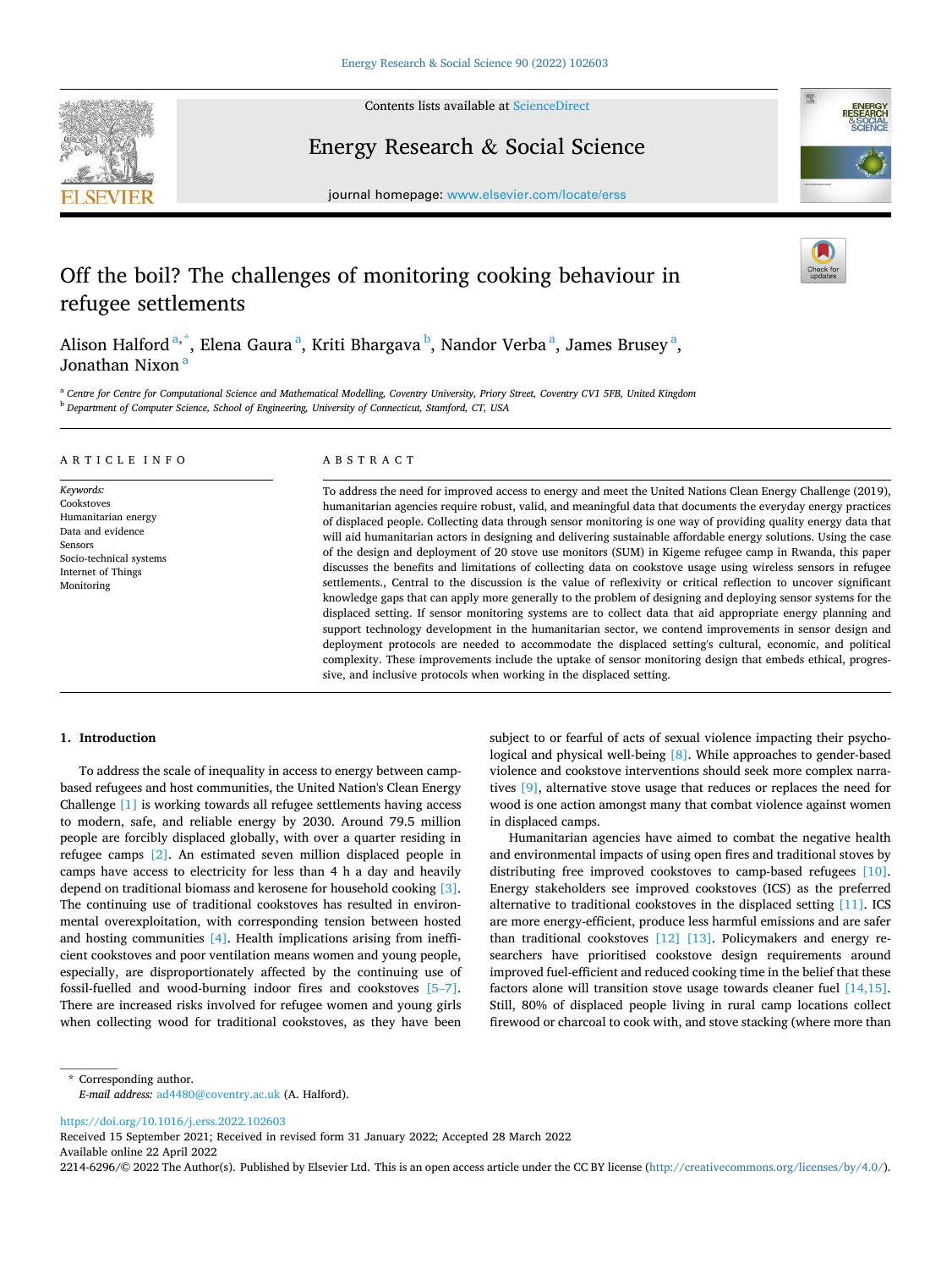# Off the boil? The challenges of monitoring cooking behaviour in refugee settlements

Alison Halford [a,*], Elena Gaura [a], Kriti Bhargava [b], Nandor Verba [a], James Brusey [a], Jonathan Nixon [a]

[a] Centre for Centre for Computational Science and Mathematical Modelling, Coventry University, Priory Street, Coventry CV1 5FB, United Kingdom

[b] Department of Computer Science, School of Engineering, University of Connecticut, Stamford, CT, USA

## ARTICLE INFO

*Keywords:*
Cookstoves
Humanitarian energy
Data and evidence
Sensors
Socio-technical systems
Internet of Things
Monitoring

## ABSTRACT

To address the need for improved access to energy and meet the United Nations Clean Energy Challenge (2019), humanitarian agencies require robust, valid, and meaningful data that documents the everyday energy practices of displaced people. Collecting data through sensor monitoring is one way of providing quality energy data that will aid humanitarian actors in designing and delivering sustainable affordable energy solutions. Using the case of the design and deployment of 20 stove use monitors (SUM) in Kigeme refugee camp in Rwanda, this paper discusses the benefits and limitations of collecting data on cookstove usage using wireless sensors in refugee settlements., Central to the discussion is the value of reflexivity or critical reflection to uncover significant knowledge gaps that can apply more generally to the problem of designing and deploying sensor systems for the displaced setting. If sensor monitoring systems are to collect data that aid appropriate energy planning and support technology development in the humanitarian sector, we contend improvements in sensor design and deployment protocols are needed to accommodate the displaced setting's cultural, economic, and political complexity. These improvements include the uptake of sensor monitoring design that embeds ethical, progressive, and inclusive protocols when working in the displaced setting.

## 1. Introduction

To address the scale of inequality in access to energy between camp-based refugees and host communities, the United Nation's Clean Energy Challenge [1] is working towards all refugee settlements having access to modern, safe, and reliable energy by 2030. Around 79.5 million people are forcibly displaced globally, with over a quarter residing in refugee camps [2]. An estimated seven million displaced people in camps have access to electricity for less than 4 h a day and heavily depend on traditional biomass and kerosene for household cooking [3]. The continuing use of traditional cookstoves has resulted in environmental overexploitation, with corresponding tension between hosted and hosting communities [4]. Health implications arising from inefficient cookstoves and poor ventilation means women and young people, especially, are disproportionately affected by the continuing use of fossil-fuelled and wood-burning indoor fires and cookstoves [5–7]. There are increased risks involved for refugee women and young girls when collecting wood for traditional cookstoves, as they have been subject to or fearful of acts of sexual violence impacting their psychological and physical well-being [8]. While approaches to gender-based violence and cookstove interventions should seek more complex narratives [9], alternative stove usage that reduces or replaces the need for wood is one action amongst many that combat violence against women in displaced camps.

Humanitarian agencies have aimed to combat the negative health and environmental impacts of using open fires and traditional stoves by distributing free improved cookstoves to camp-based refugees [10]. Energy stakeholders see improved cookstoves (ICS) as the preferred alternative to traditional cookstoves in the displaced setting [11]. ICS are more energy-efficient, produce less harmful emissions and are safer than traditional cookstoves [12] [13]. Policymakers and energy researchers have prioritised cookstove design requirements around improved fuel-efficient and reduced cooking time in the belief that these factors alone will transition stove usage towards cleaner fuel [14,15]. Still, 80% of displaced people living in rural camp locations collect firewood or charcoal to cook with, and stove stacking (where more than

\* Corresponding author.
*E-mail address:* ad4480@coventry.ac.uk (A. Halford).

https://doi.org/10.1016/j.erss.2022.102603
Received 15 September 2021; Received in revised form 31 January 2022; Accepted 28 March 2022
Available online 22 April 2022
2214-6296/© 2022 The Author(s). Published by Elsevier Ltd. This is an open access article under the CC BY license (http://creativecommons.org/licenses/by/4.0/).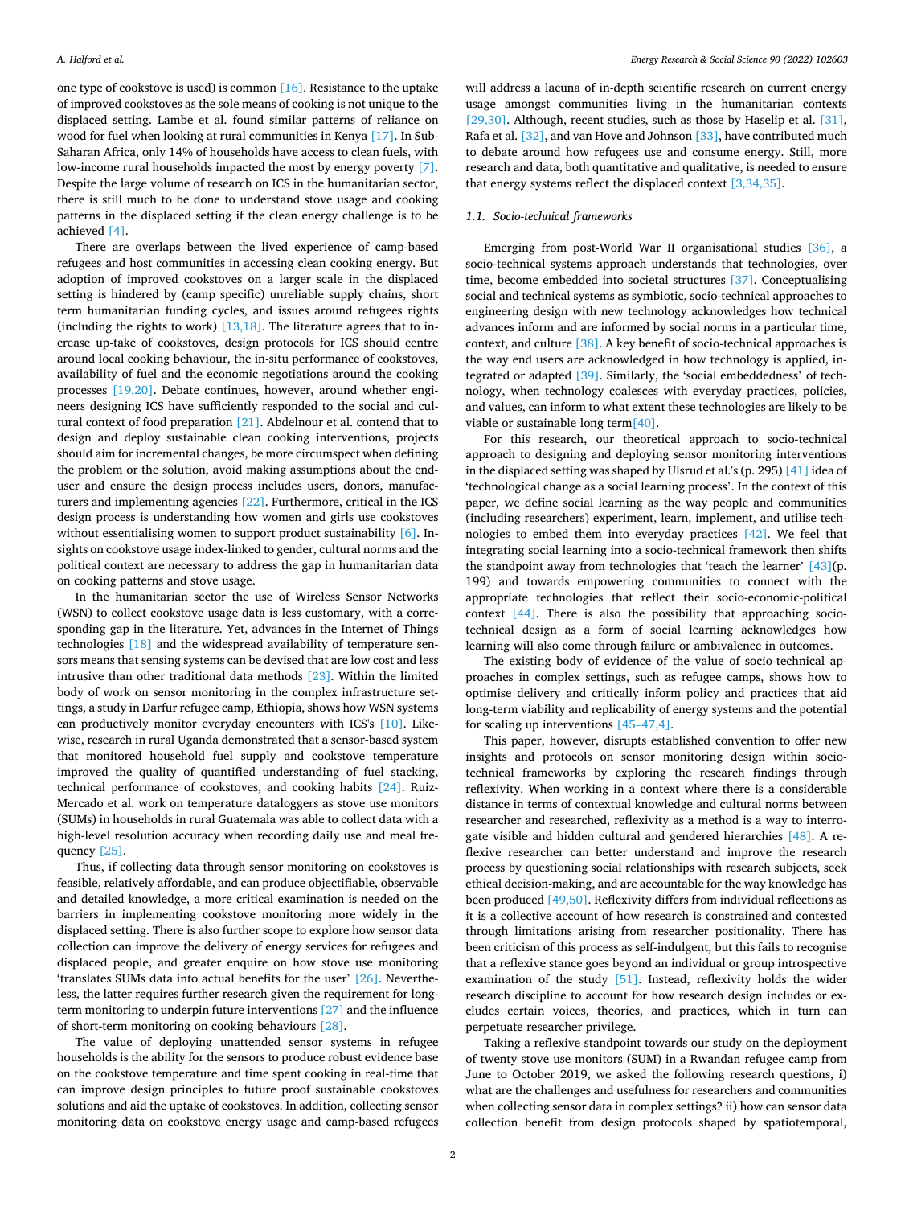one type of cookstove is used) is common [16]. Resistance to the uptake of improved cookstoves as the sole means of cooking is not unique to the displaced setting. Lambe et al. found similar patterns of reliance on wood for fuel when looking at rural communities in Kenya [17]. In Sub-Saharan Africa, only 14% of households have access to clean fuels, with low-income rural households impacted the most by energy poverty [7]. Despite the large volume of research on ICS in the humanitarian sector, there is still much to be done to understand stove usage and cooking patterns in the displaced setting if the clean energy challenge is to be achieved [4].

There are overlaps between the lived experience of camp-based refugees and host communities in accessing clean cooking energy. But adoption of improved cookstoves on a larger scale in the displaced setting is hindered by (camp specific) unreliable supply chains, short term humanitarian funding cycles, and issues around refugees rights (including the rights to work) [13,18]. The literature agrees that to increase up-take of cookstoves, design protocols for ICS should centre around local cooking behaviour, the in-situ performance of cookstoves, availability of fuel and the economic negotiations around the cooking processes [19,20]. Debate continues, however, around whether engineers designing ICS have sufficiently responded to the social and cultural context of food preparation [21]. Abdelnour et al. contend that to design and deploy sustainable clean cooking interventions, projects should aim for incremental changes, be more circumspect when defining the problem or the solution, avoid making assumptions about the end-user and ensure the design process includes users, donors, manufacturers and implementing agencies [22]. Furthermore, critical in the ICS design process is understanding how women and girls use cookstoves without essentialising women to support product sustainability [6]. Insights on cookstove usage index-linked to gender, cultural norms and the political context are necessary to address the gap in humanitarian data on cooking patterns and stove usage.

In the humanitarian sector the use of Wireless Sensor Networks (WSN) to collect cookstove usage data is less customary, with a corresponding gap in the literature. Yet, advances in the Internet of Things technologies [18] and the widespread availability of temperature sensors means that sensing systems can be devised that are low cost and less intrusive than other traditional data methods [23]. Within the limited body of work on sensor monitoring in the complex infrastructure settings, a study in Darfur refugee camp, Ethiopia, shows how WSN systems can productively monitor everyday encounters with ICS's [10]. Likewise, research in rural Uganda demonstrated that a sensor-based system that monitored household fuel supply and cookstove temperature improved the quality of quantified understanding of fuel stacking, technical performance of cookstoves, and cooking habits [24]. Ruiz-Mercado et al. work on temperature dataloggers as stove use monitors (SUMs) in households in rural Guatemala was able to collect data with a high-level resolution accuracy when recording daily use and meal frequency [25].

Thus, if collecting data through sensor monitoring on cookstoves is feasible, relatively affordable, and can produce objectifiable, observable and detailed knowledge, a more critical examination is needed on the barriers in implementing cookstove monitoring more widely in the displaced setting. There is also further scope to explore how sensor data collection can improve the delivery of energy services for refugees and displaced people, and greater enquire on how stove use monitoring 'translates SUMs data into actual benefits for the user' [26]. Nevertheless, the latter requires further research given the requirement for long-term monitoring to underpin future interventions [27] and the influence of short-term monitoring on cooking behaviours [28].

The value of deploying unattended sensor systems in refugee households is the ability for the sensors to produce robust evidence base on the cookstove temperature and time spent cooking in real-time that can improve design principles to future proof sustainable cookstoves solutions and aid the uptake of cookstoves. In addition, collecting sensor monitoring data on cookstove energy usage and camp-based refugees will address a lacuna of in-depth scientific research on current energy usage amongst communities living in the humanitarian contexts [29,30]. Although, recent studies, such as those by Haselip et al. [31], Rafa et al. [32], and van Hove and Johnson [33], have contributed much to debate around how refugees use and consume energy. Still, more research and data, both quantitative and qualitative, is needed to ensure that energy systems reflect the displaced context [3,34,35].

### 1.1. Socio-technical frameworks

Emerging from post-World War II organisational studies [36], a socio-technical systems approach understands that technologies, over time, become embedded into societal structures [37]. Conceptualising social and technical systems as symbiotic, socio-technical approaches to engineering design with new technology acknowledges how technical advances inform and are informed by social norms in a particular time, context, and culture [38]. A key benefit of socio-technical approaches is the way end users are acknowledged in how technology is applied, integrated or adapted [39]. Similarly, the 'social embeddedness' of technology, when technology coalesces with everyday practices, policies, and values, can inform to what extent these technologies are likely to be viable or sustainable long term[40].

For this research, our theoretical approach to socio-technical approach to designing and deploying sensor monitoring interventions in the displaced setting was shaped by Ulsrud et al.'s (p. 295) [41] idea of 'technological change as a social learning process'. In the context of this paper, we define social learning as the way people and communities (including researchers) experiment, learn, implement, and utilise technologies to embed them into everyday practices [42]. We feel that integrating social learning into a socio-technical framework then shifts the standpoint away from technologies that 'teach the learner' [43](p. 199) and towards empowering communities to connect with the appropriate technologies that reflect their socio-economic-political context [44]. There is also the possibility that approaching socio-technical design as a form of social learning acknowledges how learning will also come through failure or ambivalence in outcomes.

The existing body of evidence of the value of socio-technical approaches in complex settings, such as refugee camps, shows how to optimise delivery and critically inform policy and practices that aid long-term viability and replicability of energy systems and the potential for scaling up interventions [45–47,4].

This paper, however, disrupts established convention to offer new insights and protocols on sensor monitoring design within socio-technical frameworks by exploring the research findings through reflexivity. When working in a context where there is a considerable distance in terms of contextual knowledge and cultural norms between researcher and researched, reflexivity as a method is a way to interrogate visible and hidden cultural and gendered hierarchies [48]. A reflexive researcher can better understand and improve the research process by questioning social relationships with research subjects, seek ethical decision-making, and are accountable for the way knowledge has been produced [49,50]. Reflexivity differs from individual reflections as it is a collective account of how research is constrained and contested through limitations arising from researcher positionality. There has been criticism of this process as self-indulgent, but this fails to recognise that a reflexive stance goes beyond an individual or group introspective examination of the study [51]. Instead, reflexivity holds the wider research discipline to account for how research design includes or excludes certain voices, theories, and practices, which in turn can perpetuate researcher privilege.

Taking a reflexive standpoint towards our study on the deployment of twenty stove use monitors (SUM) in a Rwandan refugee camp from June to October 2019, we asked the following research questions, i) what are the challenges and usefulness for researchers and communities when collecting sensor data in complex settings? ii) how can sensor data collection benefit from design protocols shaped by spatiotemporal,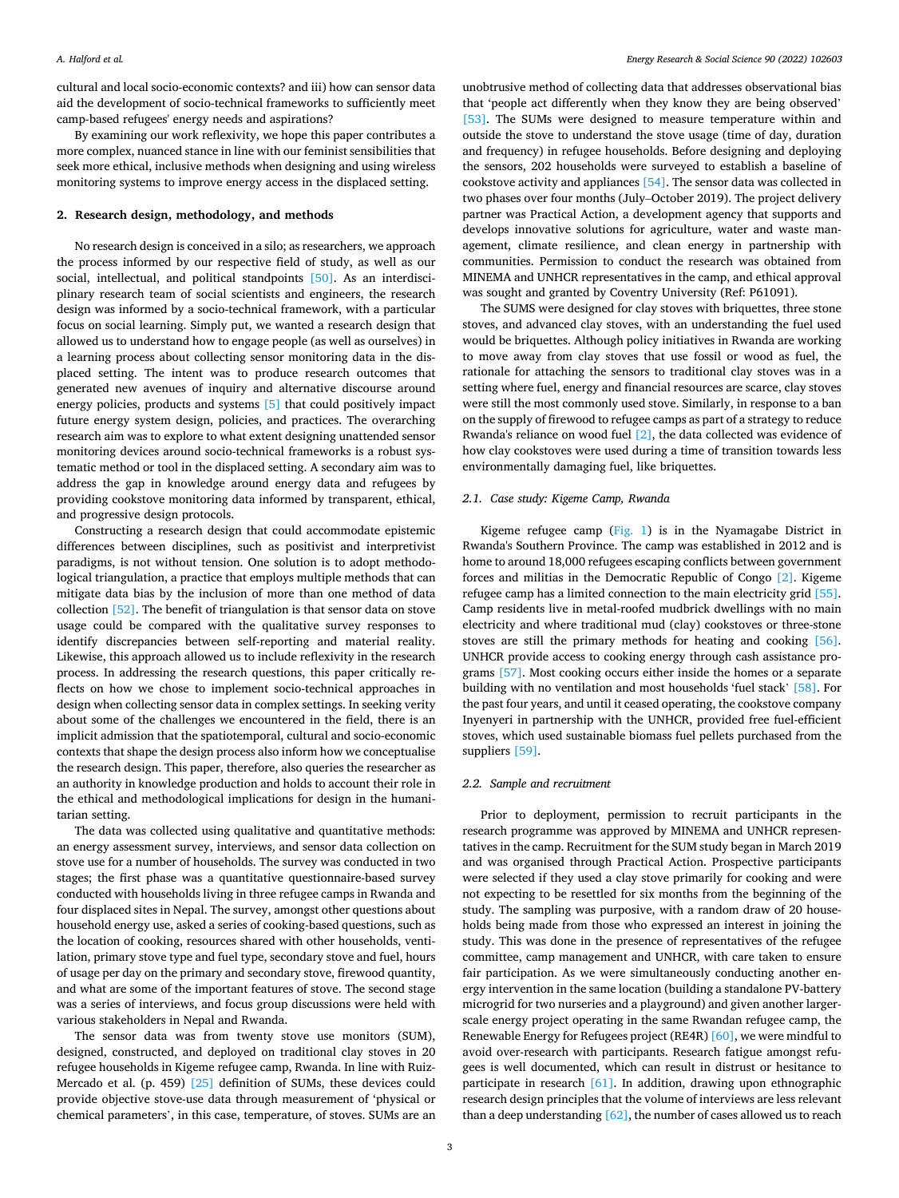cultural and local socio-economic contexts? and iii) how can sensor data aid the development of socio-technical frameworks to sufficiently meet camp-based refugees' energy needs and aspirations?

By examining our work reflexivity, we hope this paper contributes a more complex, nuanced stance in line with our feminist sensibilities that seek more ethical, inclusive methods when designing and using wireless monitoring systems to improve energy access in the displaced setting.

## 2. Research design, methodology, and methods

No research design is conceived in a silo; as researchers, we approach the process informed by our respective field of study, as well as our social, intellectual, and political standpoints [50]. As an interdisciplinary research team of social scientists and engineers, the research design was informed by a socio-technical framework, with a particular focus on social learning. Simply put, we wanted a research design that allowed us to understand how to engage people (as well as ourselves) in a learning process about collecting sensor monitoring data in the displaced setting. The intent was to produce research outcomes that generated new avenues of inquiry and alternative discourse around energy policies, products and systems [5] that could positively impact future energy system design, policies, and practices. The overarching research aim was to explore to what extent designing unattended sensor monitoring devices around socio-technical frameworks is a robust systematic method or tool in the displaced setting. A secondary aim was to address the gap in knowledge around energy data and refugees by providing cookstove monitoring data informed by transparent, ethical, and progressive design protocols.

Constructing a research design that could accommodate epistemic differences between disciplines, such as positivist and interpretivist paradigms, is not without tension. One solution is to adopt methodological triangulation, a practice that employs multiple methods that can mitigate data bias by the inclusion of more than one method of data collection [52]. The benefit of triangulation is that sensor data on stove usage could be compared with the qualitative survey responses to identify discrepancies between self-reporting and material reality. Likewise, this approach allowed us to include reflexivity in the research process. In addressing the research questions, this paper critically reflects on how we chose to implement socio-technical approaches in design when collecting sensor data in complex settings. In seeking verity about some of the challenges we encountered in the field, there is an implicit admission that the spatiotemporal, cultural and socio-economic contexts that shape the design process also inform how we conceptualise the research design. This paper, therefore, also queries the researcher as an authority in knowledge production and holds to account their role in the ethical and methodological implications for design in the humanitarian setting.

The data was collected using qualitative and quantitative methods: an energy assessment survey, interviews, and sensor data collection on stove use for a number of households. The survey was conducted in two stages; the first phase was a quantitative questionnaire-based survey conducted with households living in three refugee camps in Rwanda and four displaced sites in Nepal. The survey, amongst other questions about household energy use, asked a series of cooking-based questions, such as the location of cooking, resources shared with other households, ventilation, primary stove type and fuel type, secondary stove and fuel, hours of usage per day on the primary and secondary stove, firewood quantity, and what are some of the important features of stove. The second stage was a series of interviews, and focus group discussions were held with various stakeholders in Nepal and Rwanda.

The sensor data was from twenty stove use monitors (SUM), designed, constructed, and deployed on traditional clay stoves in 20 refugee households in Kigeme refugee camp, Rwanda. In line with Ruiz-Mercado et al. (p. 459) [25] definition of SUMs, these devices could provide objective stove-use data through measurement of 'physical or chemical parameters', in this case, temperature, of stoves. SUMs are an unobtrusive method of collecting data that addresses observational bias that 'people act differently when they know they are being observed' [53]. The SUMs were designed to measure temperature within and outside the stove to understand the stove usage (time of day, duration and frequency) in refugee households. Before designing and deploying the sensors, 202 households were surveyed to establish a baseline of cookstove activity and appliances [54]. The sensor data was collected in two phases over four months (July–October 2019). The project delivery partner was Practical Action, a development agency that supports and develops innovative solutions for agriculture, water and waste management, climate resilience, and clean energy in partnership with communities. Permission to conduct the research was obtained from MINEMA and UNHCR representatives in the camp, and ethical approval was sought and granted by Coventry University (Ref: P61091).

The SUMS were designed for clay stoves with briquettes, three stone stoves, and advanced clay stoves, with an understanding the fuel used would be briquettes. Although policy initiatives in Rwanda are working to move away from clay stoves that use fossil or wood as fuel, the rationale for attaching the sensors to traditional clay stoves was in a setting where fuel, energy and financial resources are scarce, clay stoves were still the most commonly used stove. Similarly, in response to a ban on the supply of firewood to refugee camps as part of a strategy to reduce Rwanda's reliance on wood fuel [2], the data collected was evidence of how clay cookstoves were used during a time of transition towards less environmentally damaging fuel, like briquettes.

### 2.1. Case study: Kigeme Camp, Rwanda

Kigeme refugee camp (Fig. 1) is in the Nyamagabe District in Rwanda's Southern Province. The camp was established in 2012 and is home to around 18,000 refugees escaping conflicts between government forces and militias in the Democratic Republic of Congo [2]. Kigeme refugee camp has a limited connection to the main electricity grid [55]. Camp residents live in metal-roofed mudbrick dwellings with no main electricity and where traditional mud (clay) cookstoves or three-stone stoves are still the primary methods for heating and cooking [56]. UNHCR provide access to cooking energy through cash assistance programs [57]. Most cooking occurs either inside the homes or a separate building with no ventilation and most households 'fuel stack' [58]. For the past four years, and until it ceased operating, the cookstove company Inyenyeri in partnership with the UNHCR, provided free fuel-efficient stoves, which used sustainable biomass fuel pellets purchased from the suppliers [59].

### 2.2. Sample and recruitment

Prior to deployment, permission to recruit participants in the research programme was approved by MINEMA and UNHCR representatives in the camp. Recruitment for the SUM study began in March 2019 and was organised through Practical Action. Prospective participants were selected if they used a clay stove primarily for cooking and were not expecting to be resettled for six months from the beginning of the study. The sampling was purposive, with a random draw of 20 households being made from those who expressed an interest in joining the study. This was done in the presence of representatives of the refugee committee, camp management and UNHCR, with care taken to ensure fair participation. As we were simultaneously conducting another energy intervention in the same location (building a standalone PV-battery microgrid for two nurseries and a playground) and given another larger-scale energy project operating in the same Rwandan refugee camp, the Renewable Energy for Refugees project (RE4R) [60], we were mindful to avoid over-research with participants. Research fatigue amongst refugees is well documented, which can result in distrust or hesitance to participate in research [61]. In addition, drawing upon ethnographic research design principles that the volume of interviews are less relevant than a deep understanding [62], the number of cases allowed us to reach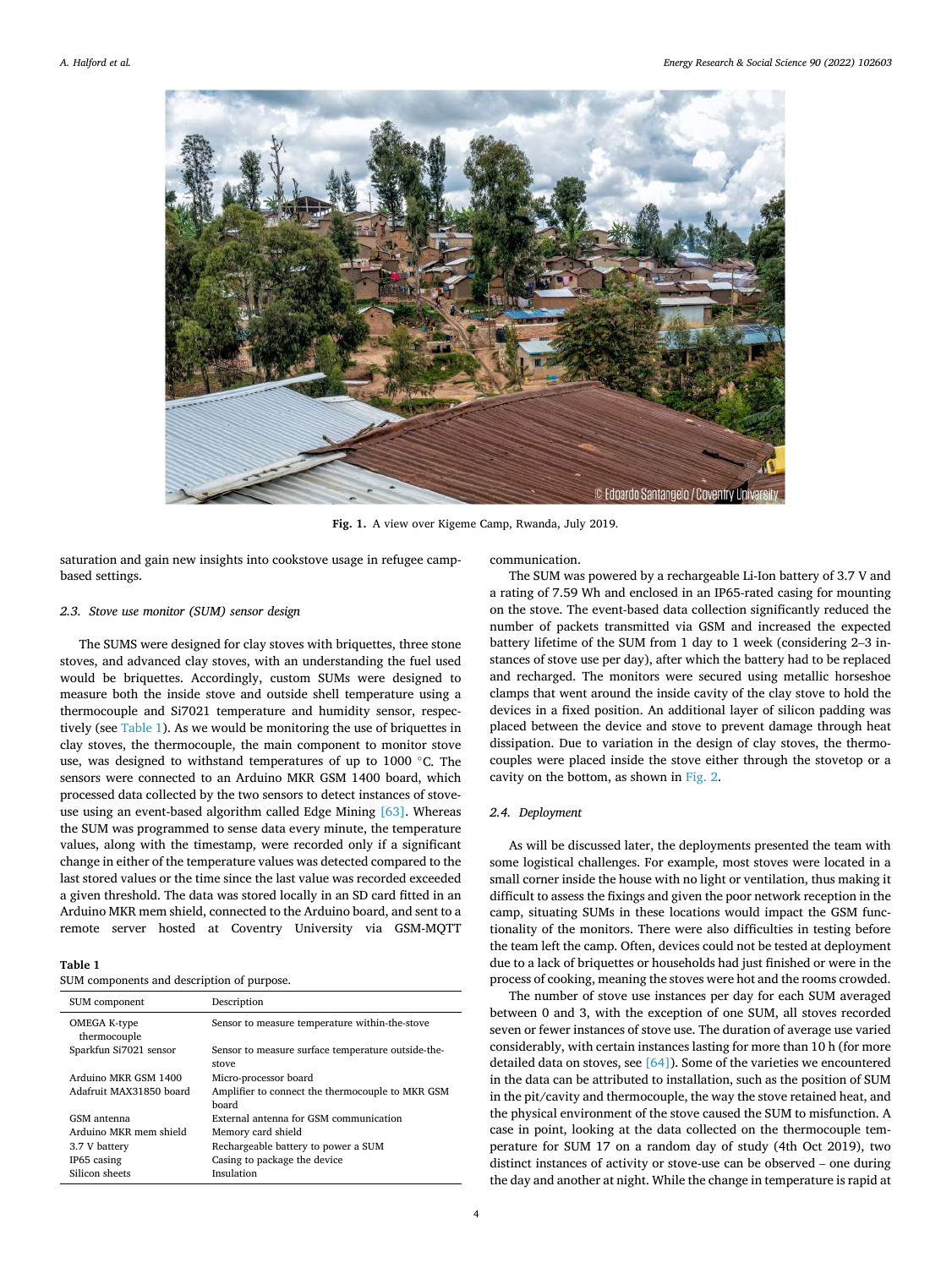Fig. 1. A view over Kigeme Camp, Rwanda, July 2019.

saturation and gain new insights into cookstove usage in refugee camp-based settings.

### 2.3. Stove use monitor (SUM) sensor design

The SUMS were designed for clay stoves with briquettes, three stone stoves, and advanced clay stoves, with an understanding the fuel used would be briquettes. Accordingly, custom SUMs were designed to measure both the inside stove and outside shell temperature using a thermocouple and Si7021 temperature and humidity sensor, respectively (see Table 1). As we would be monitoring the use of briquettes in clay stoves, the thermocouple, the main component to monitor stove use, was designed to withstand temperatures of up to 1000 °C. The sensors were connected to an Arduino MKR GSM 1400 board, which processed data collected by the two sensors to detect instances of stove-use using an event-based algorithm called Edge Mining [63]. Whereas the SUM was programmed to sense data every minute, the temperature values, along with the timestamp, were recorded only if a significant change in either of the temperature values was detected compared to the last stored values or the time since the last value was recorded exceeded a given threshold. The data was stored locally in an SD card fitted in an Arduino MKR mem shield, connected to the Arduino board, and sent to a remote server hosted at Coventry University via GSM-MQTT communication.

**Table 1**
SUM components and description of purpose.

| SUM component | Description |
|---|---|
| OMEGA K-type thermocouple | Sensor to measure temperature within-the-stove |
| Sparkfun Si7021 sensor | Sensor to measure surface temperature outside-the-stove |
| Arduino MKR GSM 1400 | Micro-processor board |
| Adafruit MAX31850 board | Amplifier to connect the thermocouple to MKR GSM board |
| GSM antenna | External antenna for GSM communication |
| Arduino MKR mem shield | Memory card shield |
| 3.7 V battery | Rechargeable battery to power a SUM |
| IP65 casing | Casing to package the device |
| Silicon sheets | Insulation |

The SUM was powered by a rechargeable Li-Ion battery of 3.7 V and a rating of 7.59 Wh and enclosed in an IP65-rated casing for mounting on the stove. The event-based data collection significantly reduced the number of packets transmitted via GSM and increased the expected battery lifetime of the SUM from 1 day to 1 week (considering 2–3 instances of stove use per day), after which the battery had to be replaced and recharged. The monitors were secured using metallic horseshoe clamps that went around the inside cavity of the clay stove to hold the devices in a fixed position. An additional layer of silicon padding was placed between the device and stove to prevent damage through heat dissipation. Due to variation in the design of clay stoves, the thermocouples were placed inside the stove either through the stovetop or a cavity on the bottom, as shown in Fig. 2.

### 2.4. Deployment

As will be discussed later, the deployments presented the team with some logistical challenges. For example, most stoves were located in a small corner inside the house with no light or ventilation, thus making it difficult to assess the fixings and given the poor network reception in the camp, situating SUMs in these locations would impact the GSM functionality of the monitors. There were also difficulties in testing before the team left the camp. Often, devices could not be tested at deployment due to a lack of briquettes or households had just finished or were in the process of cooking, meaning the stoves were hot and the rooms crowded.

The number of stove use instances per day for each SUM averaged between 0 and 3, with the exception of one SUM, all stoves recorded seven or fewer instances of stove use. The duration of average use varied considerably, with certain instances lasting for more than 10 h (for more detailed data on stoves, see [64]). Some of the varieties we encountered in the data can be attributed to installation, such as the position of SUM in the pit/cavity and thermocouple, the way the stove retained heat, and the physical environment of the stove caused the SUM to misfunction. A case in point, looking at the data collected on the thermocouple temperature for SUM 17 on a random day of study (4th Oct 2019), two distinct instances of activity or stove-use can be observed – one during the day and another at night. While the change in temperature is rapid at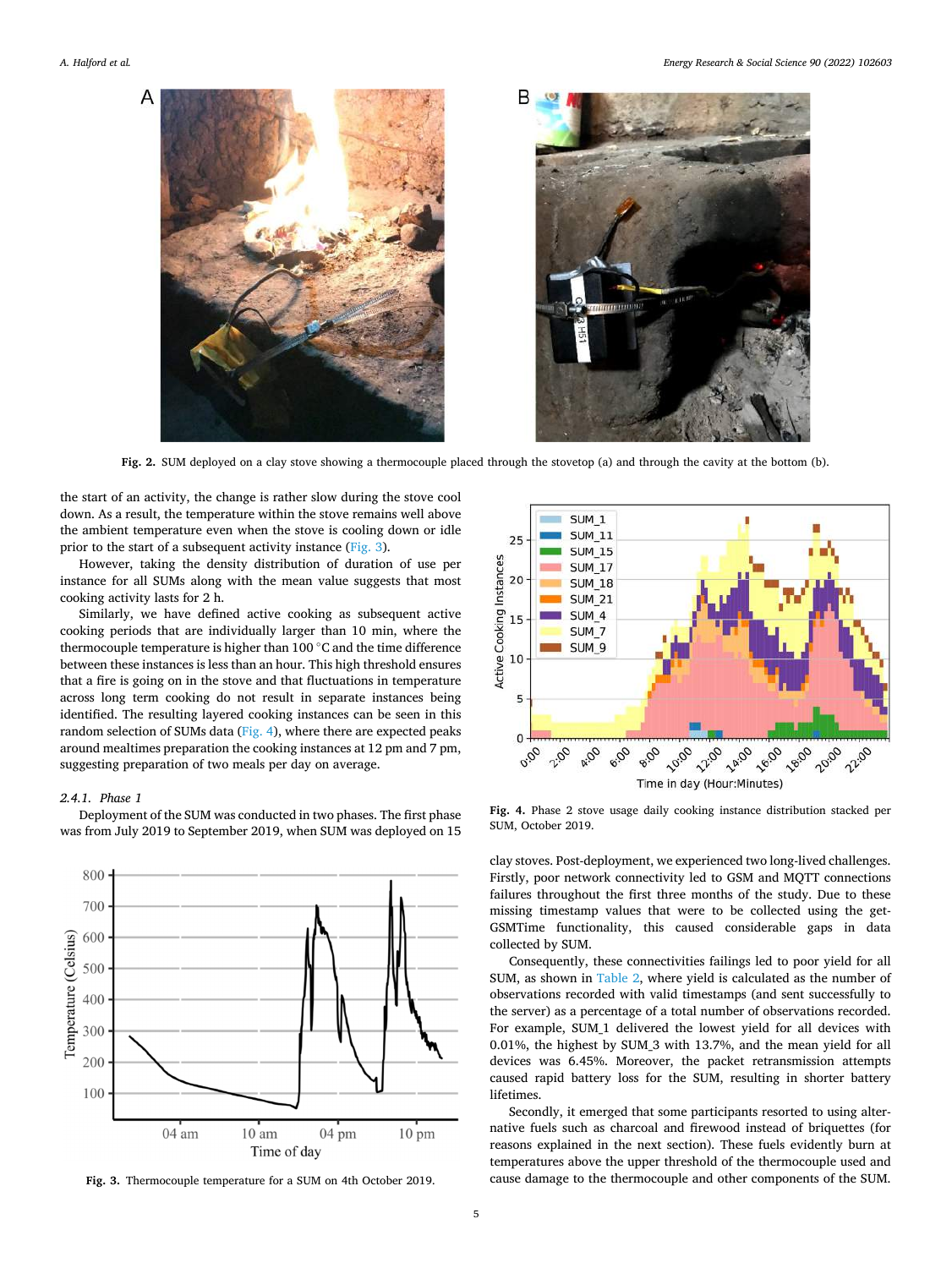Fig. 2. SUM deployed on a clay stove showing a thermocouple placed through the stovetop (a) and through the cavity at the bottom (b).

the start of an activity, the change is rather slow during the stove cool down. As a result, the temperature within the stove remains well above the ambient temperature even when the stove is cooling down or idle prior to the start of a subsequent activity instance (Fig. 3).

However, taking the density distribution of duration of use per instance for all SUMs along with the mean value suggests that most cooking activity lasts for 2 h.

Similarly, we have defined active cooking as subsequent active cooking periods that are individually larger than 10 min, where the thermocouple temperature is higher than 100 °C and the time difference between these instances is less than an hour. This high threshold ensures that a fire is going on in the stove and that fluctuations in temperature across long term cooking do not result in separate instances being identified. The resulting layered cooking instances can be seen in this random selection of SUMs data (Fig. 4), where there are expected peaks around mealtimes preparation the cooking instances at 12 pm and 7 pm, suggesting preparation of two meals per day on average.

#### 2.4.1. Phase 1

Deployment of the SUM was conducted in two phases. The first phase was from July 2019 to September 2019, when SUM was deployed on 15 clay stoves. Post-deployment, we experienced two long-lived challenges. Firstly, poor network connectivity led to GSM and MQTT connections failures throughout the first three months of the study. Due to these missing timestamp values that were to be collected using the get-GSMTime functionality, this caused considerable gaps in data collected by SUM.

Fig. 3. Thermocouple temperature for a SUM on 4th October 2019.

Fig. 4. Phase 2 stove usage daily cooking instance distribution stacked per SUM, October 2019.

Consequently, these connectivities failings led to poor yield for all SUM, as shown in Table 2, where yield is calculated as the number of observations recorded with valid timestamps (and sent successfully to the server) as a percentage of a total number of observations recorded. For example, SUM_1 delivered the lowest yield for all devices with 0.01%, the highest by SUM_3 with 13.7%, and the mean yield for all devices was 6.45%. Moreover, the packet retransmission attempts caused rapid battery loss for the SUM, resulting in shorter battery lifetimes.

Secondly, it emerged that some participants resorted to using alternative fuels such as charcoal and firewood instead of briquettes (for reasons explained in the next section). These fuels evidently burn at temperatures above the upper threshold of the thermocouple used and cause damage to the thermocouple and other components of the SUM.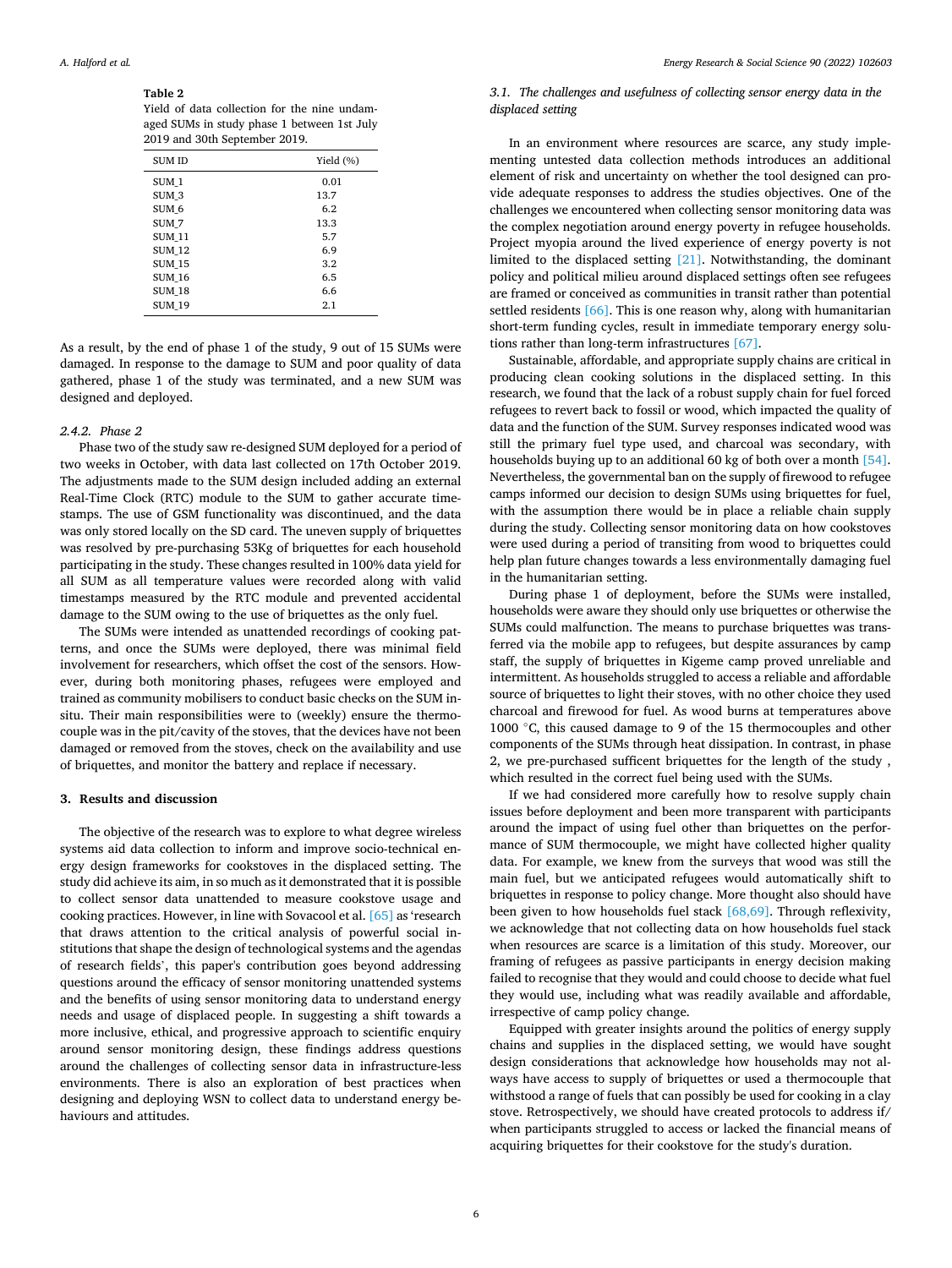**Table 2**
Yield of data collection for the nine undamaged SUMs in study phase 1 between 1st July 2019 and 30th September 2019.

| SUM ID | Yield (%) |
|---|---|
| SUM_1 | 0.01 |
| SUM_3 | 13.7 |
| SUM_6 | 6.2 |
| SUM_7 | 13.3 |
| SUM_11 | 5.7 |
| SUM_12 | 6.9 |
| SUM_15 | 3.2 |
| SUM_16 | 6.5 |
| SUM_18 | 6.6 |
| SUM_19 | 2.1 |

As a result, by the end of phase 1 of the study, 9 out of 15 SUMs were damaged. In response to the damage to SUM and poor quality of data gathered, phase 1 of the study was terminated, and a new SUM was designed and deployed.

#### 2.4.2. Phase 2

Phase two of the study saw re-designed SUM deployed for a period of two weeks in October, with data last collected on 17th October 2019. The adjustments made to the SUM design included adding an external Real-Time Clock (RTC) module to the SUM to gather accurate timestamps. The use of GSM functionality was discontinued, and the data was only stored locally on the SD card. The uneven supply of briquettes was resolved by pre-purchasing 53Kg of briquettes for each household participating in the study. These changes resulted in 100% data yield for all SUM as all temperature values were recorded along with valid timestamps measured by the RTC module and prevented accidental damage to the SUM owing to the use of briquettes as the only fuel.

The SUMs were intended as unattended recordings of cooking patterns, and once the SUMs were deployed, there was minimal field involvement for researchers, which offset the cost of the sensors. However, during both monitoring phases, refugees were employed and trained as community mobilisers to conduct basic checks on the SUM in-situ. Their main responsibilities were to (weekly) ensure the thermocouple was in the pit/cavity of the stoves, that the devices have not been damaged or removed from the stoves, check on the availability and use of briquettes, and monitor the battery and replace if necessary.

## 3. Results and discussion

The objective of the research was to explore to what degree wireless systems aid data collection to inform and improve socio-technical energy design frameworks for cookstoves in the displaced setting. The study did achieve its aim, in so much as it demonstrated that it is possible to collect sensor data unattended to measure cookstove usage and cooking practices. However, in line with Sovacool et al. [65] as 'research that draws attention to the critical analysis of powerful social institutions that shape the design of technological systems and the agendas of research fields', this paper's contribution goes beyond addressing questions around the efficacy of sensor monitoring unattended systems and the benefits of using sensor monitoring data to understand energy needs and usage of displaced people. In suggesting a shift towards a more inclusive, ethical, and progressive approach to scientific enquiry around sensor monitoring design, these findings address questions around the challenges of collecting sensor data in infrastructure-less environments. There is also an exploration of best practices when designing and deploying WSN to collect data to understand energy behaviours and attitudes.

### 3.1. The challenges and usefulness of collecting sensor energy data in the displaced setting

In an environment where resources are scarce, any study implementing untested data collection methods introduces an additional element of risk and uncertainty on whether the tool designed can provide adequate responses to address the studies objectives. One of the challenges we encountered when collecting sensor monitoring data was the complex negotiation around energy poverty in refugee households. Project myopia around the lived experience of energy poverty is not limited to the displaced setting [21]. Notwithstanding, the dominant policy and political milieu around displaced settings often see refugees are framed or conceived as communities in transit rather than potential settled residents [66]. This is one reason why, along with humanitarian short-term funding cycles, result in immediate temporary energy solutions rather than long-term infrastructures [67].

Sustainable, affordable, and appropriate supply chains are critical in producing clean cooking solutions in the displaced setting. In this research, we found that the lack of a robust supply chain for fuel forced refugees to revert back to fossil or wood, which impacted the quality of data and the function of the SUM. Survey responses indicated wood was still the primary fuel type used, and charcoal was secondary, with households buying up to an additional 60 kg of both over a month [54]. Nevertheless, the governmental ban on the supply of firewood to refugee camps informed our decision to design SUMs using briquettes for fuel, with the assumption there would be in place a reliable chain supply during the study. Collecting sensor monitoring data on how cookstoves were used during a period of transiting from wood to briquettes could help plan future changes towards a less environmentally damaging fuel in the humanitarian setting.

During phase 1 of deployment, before the SUMs were installed, households were aware they should only use briquettes or otherwise the SUMs could malfunction. The means to purchase briquettes was transferred via the mobile app to refugees, but despite assurances by camp staff, the supply of briquettes in Kigeme camp proved unreliable and intermittent. As households struggled to access a reliable and affordable source of briquettes to light their stoves, with no other choice they used charcoal and firewood for fuel. As wood burns at temperatures above 1000 °C, this caused damage to 9 of the 15 thermocouples and other components of the SUMs through heat dissipation. In contrast, in phase 2, we pre-purchased sufficent briquettes for the length of the study , which resulted in the correct fuel being used with the SUMs.

If we had considered more carefully how to resolve supply chain issues before deployment and been more transparent with participants around the impact of using fuel other than briquettes on the performance of SUM thermocouple, we might have collected higher quality data. For example, we knew from the surveys that wood was still the main fuel, but we anticipated refugees would automatically shift to briquettes in response to policy change. More thought also should have been given to how households fuel stack [68,69]. Through reflexivity, we acknowledge that not collecting data on how households fuel stack when resources are scarce is a limitation of this study. Moreover, our framing of refugees as passive participants in energy decision making failed to recognise that they would and could choose to decide what fuel they would use, including what was readily available and affordable, irrespective of camp policy change.

Equipped with greater insights around the politics of energy supply chains and supplies in the displaced setting, we would have sought design considerations that acknowledge how households may not always have access to supply of briquettes or used a thermocouple that withstood a range of fuels that can possibly be used for cooking in a clay stove. Retrospectively, we should have created protocols to address if/when participants struggled to access or lacked the financial means of acquiring briquettes for their cookstove for the study's duration.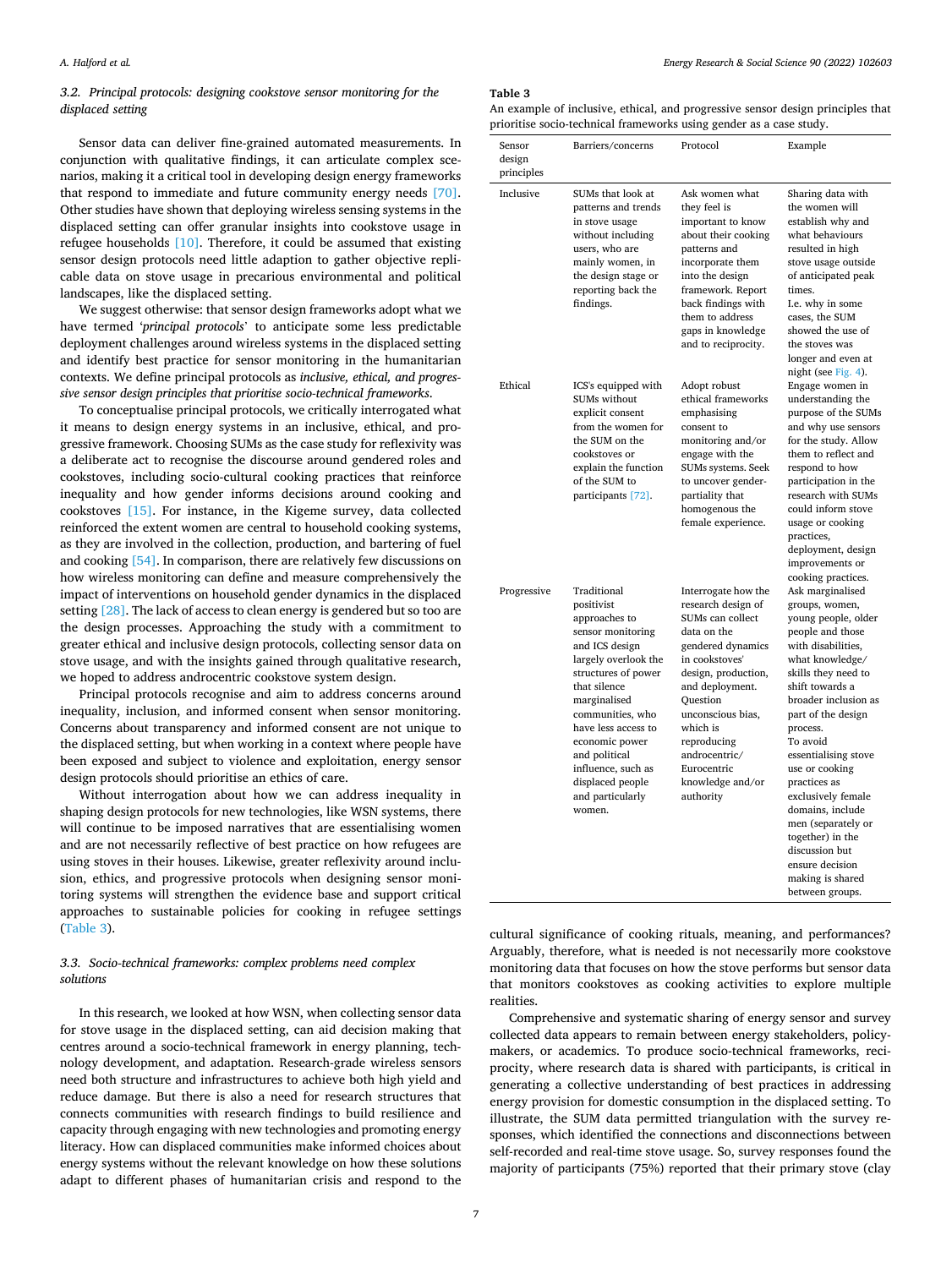### 3.2. Principal protocols: designing cookstove sensor monitoring for the displaced setting

Sensor data can deliver fine-grained automated measurements. In conjunction with qualitative findings, it can articulate complex scenarios, making it a critical tool in developing design energy frameworks that respond to immediate and future community energy needs [70]. Other studies have shown that deploying wireless sensing systems in the displaced setting can offer granular insights into cookstove usage in refugee households [10]. Therefore, it could be assumed that existing sensor design protocols need little adaption to gather objective replicable data on stove usage in precarious environmental and political landscapes, like the displaced setting.

We suggest otherwise: that sensor design frameworks adopt what we have termed '*principal protocols*' to anticipate some less predictable deployment challenges around wireless systems in the displaced setting and identify best practice for sensor monitoring in the humanitarian contexts. We define principal protocols as *inclusive, ethical, and progressive sensor design principles that prioritise socio-technical frameworks*.

To conceptualise principal protocols, we critically interrogated what it means to design energy systems in an inclusive, ethical, and progressive framework. Choosing SUMs as the case study for reflexivity was a deliberate act to recognise the discourse around gendered roles and cookstoves, including socio-cultural cooking practices that reinforce inequality and how gender informs decisions around cooking and cookstoves [15]. For instance, in the Kigeme survey, data collected reinforced the extent women are central to household cooking systems, as they are involved in the collection, production, and bartering of fuel and cooking [54]. In comparison, there are relatively few discussions on how wireless monitoring can define and measure comprehensively the impact of interventions on household gender dynamics in the displaced setting [28]. The lack of access to clean energy is gendered but so too are the design processes. Approaching the study with a commitment to greater ethical and inclusive design protocols, collecting sensor data on stove usage, and with the insights gained through qualitative research, we hoped to address androcentric cookstove system design.

Principal protocols recognise and aim to address concerns around inequality, inclusion, and informed consent when sensor monitoring. Concerns about transparency and informed consent are not unique to the displaced setting, but when working in a context where people have been exposed and subject to violence and exploitation, energy sensor design protocols should prioritise an ethics of care.

Without interrogation about how we can address inequality in shaping design protocols for new technologies, like WSN systems, there will continue to be imposed narratives that are essentialising women and are not necessarily reflective of best practice on how refugees are using stoves in their houses. Likewise, greater reflexivity around inclusion, ethics, and progressive protocols when designing sensor monitoring systems will strengthen the evidence base and support critical approaches to sustainable policies for cooking in refugee settings (Table 3).

**Table 3**
An example of inclusive, ethical, and progressive sensor design principles that prioritise socio-technical frameworks using gender as a case study.

| Sensor design principles | Barriers/concerns | Protocol | Example |
|---|---|---|---|
| Inclusive | SUMs that look at patterns and trends in stove usage without including users, who are mainly women, in the design stage or reporting back the findings. | Ask women what they feel is important to know about their cooking patterns and incorporate them into the design framework. Report back findings with them to address gaps in knowledge and to reciprocity. | Sharing data with the women will establish why and what behaviours resulted in high stove usage outside of anticipated peak times. I.e. why in some cases, the SUM showed the use of the stoves was longer and even at night (see Fig. 4). |
| Ethical | ICS's equipped with SUMs without explicit consent from the women for the SUM on the cookstoves or explain the function of the SUM to participants [72]. | Adopt robust ethical frameworks emphasising consent to monitoring and/or engage with the SUMs systems. Seek to uncover gender-partiality that homogenous the female experience. | Engage women in understanding the purpose of the SUMs and why use sensors for the study. Allow them to reflect and respond to how participation in the research with SUMs could inform stove usage or cooking practices, deployment, design improvements or cooking practices. |
| Progressive | Traditional positivist approaches to sensor monitoring and ICS design largely overlook the structures of power that silence marginalised communities, who have less access to economic power and political influence, such as displaced people and particularly women. | Interrogate how the research design of SUMs can collect data on the gendered dynamics in cookstoves' design, production, and deployment. Question unconscious bias, which is reproducing androcentric/Eurocentric knowledge and/or authority | Ask marginalised groups, women, young people, older people and those with disabilities, what knowledge/skills they need to shift towards a broader inclusion as part of the design process. To avoid essentialising stove use or cooking practices as exclusively female domains, include men (separately or together) in the discussion but ensure decision making is shared between groups. |

### 3.3. Socio-technical frameworks: complex problems need complex solutions

In this research, we looked at how WSN, when collecting sensor data for stove usage in the displaced setting, can aid decision making that centres around a socio-technical framework in energy planning, technology development, and adaptation. Research-grade wireless sensors need both structure and infrastructures to achieve both high yield and reduce damage. But there is also a need for research structures that connects communities with research findings to build resilience and capacity through engaging with new technologies and promoting energy literacy. How can displaced communities make informed choices about energy systems without the relevant knowledge on how these solutions adapt to different phases of humanitarian crisis and respond to the cultural significance of cooking rituals, meaning, and performances? Arguably, therefore, what is needed is not necessarily more cookstove monitoring data that focuses on how the stove performs but sensor data that monitors cookstoves as cooking activities to explore multiple realities.

Comprehensive and systematic sharing of energy sensor and survey collected data appears to remain between energy stakeholders, policymakers, or academics. To produce socio-technical frameworks, reciprocity, where research data is shared with participants, is critical in generating a collective understanding of best practices in addressing energy provision for domestic consumption in the displaced setting. To illustrate, the SUM data permitted triangulation with the survey responses, which identified the connections and disconnections between self-recorded and real-time stove usage. So, survey responses found the majority of participants (75%) reported that their primary stove (clay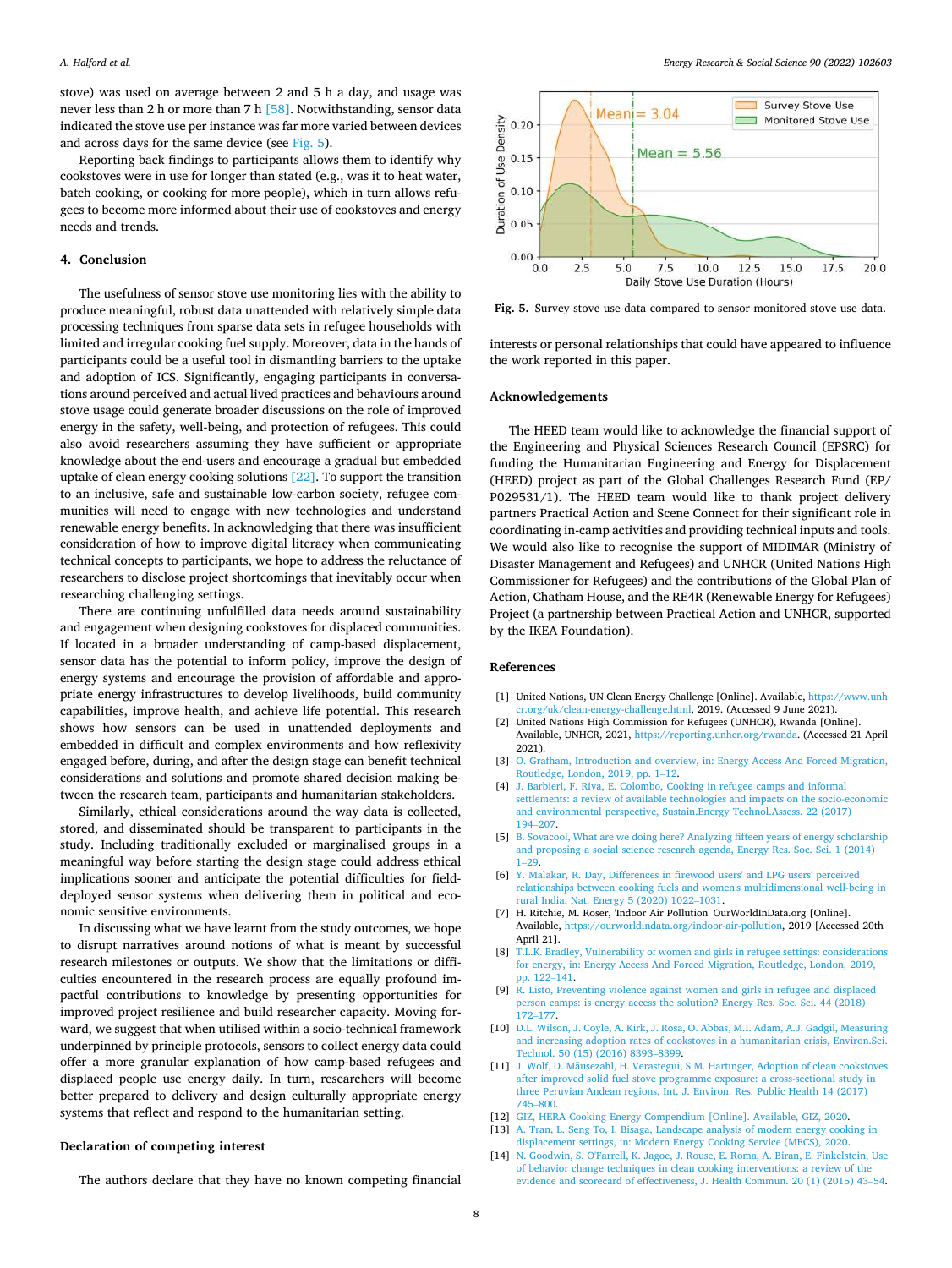stove) was used on average between 2 and 5 h a day, and usage was never less than 2 h or more than 7 h [58]. Notwithstanding, sensor data indicated the stove use per instance was far more varied between devices and across days for the same device (see Fig. 5).

Reporting back findings to participants allows them to identify why cookstoves were in use for longer than stated (e.g., was it to heat water, batch cooking, or cooking for more people), which in turn allows refugees to become more informed about their use of cookstoves and energy needs and trends.

## 4. Conclusion

The usefulness of sensor stove use monitoring lies with the ability to produce meaningful, robust data unattended with relatively simple data processing techniques from sparse data sets in refugee households with limited and irregular cooking fuel supply. Moreover, data in the hands of participants could be a useful tool in dismantling barriers to the uptake and adoption of ICS. Significantly, engaging participants in conversations around perceived and actual lived practices and behaviours around stove usage could generate broader discussions on the role of improved energy in the safety, well-being, and protection of refugees. This could also avoid researchers assuming they have sufficient or appropriate knowledge about the end-users and encourage a gradual but embedded uptake of clean energy cooking solutions [22]. To support the transition to an inclusive, safe and sustainable low-carbon society, refugee communities will need to engage with new technologies and understand renewable energy benefits. In acknowledging that there was insufficient consideration of how to improve digital literacy when communicating technical concepts to participants, we hope to address the reluctance of researchers to disclose project shortcomings that inevitably occur when researching challenging settings.

There are continuing unfulfilled data needs around sustainability and engagement when designing cookstoves for displaced communities. If located in a broader understanding of camp-based displacement, sensor data has the potential to inform policy, improve the design of energy systems and encourage the provision of affordable and appropriate energy infrastructures to develop livelihoods, build community capabilities, improve health, and achieve life potential. This research shows how sensors can be used in unattended deployments and embedded in difficult and complex environments and how reflexivity engaged before, during, and after the design stage can benefit technical considerations and solutions and promote shared decision making between the research team, participants and humanitarian stakeholders.

Similarly, ethical considerations around the way data is collected, stored, and disseminated should be transparent to participants in the study. Including traditionally excluded or marginalised groups in a meaningful way before starting the design stage could address ethical implications sooner and anticipate the potential difficulties for field-deployed sensor systems when delivering them in political and economic sensitive environments.

In discussing what we have learnt from the study outcomes, we hope to disrupt narratives around notions of what is meant by successful research milestones or outputs. We show that the limitations or difficulties encountered in the research process are equally profound impactful contributions to knowledge by presenting opportunities for improved project resilience and build researcher capacity. Moving forward, we suggest that when utilised within a socio-technical framework underpinned by principle protocols, sensors to collect energy data could offer a more granular explanation of how camp-based refugees and displaced people use energy daily. In turn, researchers will become better prepared to delivery and design culturally appropriate energy systems that reflect and respond to the humanitarian setting.

## Declaration of competing interest

The authors declare that they have no known competing financial interests or personal relationships that could have appeared to influence the work reported in this paper.

Fig. 5. Survey stove use data compared to sensor monitored stove use data.

## Acknowledgements

The HEED team would like to acknowledge the financial support of the Engineering and Physical Sciences Research Council (EPSRC) for funding the Humanitarian Engineering and Energy for Displacement (HEED) project as part of the Global Challenges Research Fund (EP/P029531/1). The HEED team would like to thank project delivery partners Practical Action and Scene Connect for their significant role in coordinating in-camp activities and providing technical inputs and tools. We would also like to recognise the support of MIDIMAR (Ministry of Disaster Management and Refugees) and UNHCR (United Nations High Commissioner for Refugees) and the contributions of the Global Plan of Action, Chatham House, and the RE4R (Renewable Energy for Refugees) Project (a partnership between Practical Action and UNHCR, supported by the IKEA Foundation).

## References

[1] United Nations, UN Clean Energy Challenge [Online]. Available, https://www.unhcr.org/uk/clean-energy-challenge.html, 2019. (Accessed 9 June 2021).

[2] United Nations High Commission for Refugees (UNHCR), Rwanda [Online]. Available, UNHCR, 2021, https://reporting.unhcr.org/rwanda. (Accessed 21 April 2021).

[3] O. Grafham, Introduction and overview, in: Energy Access And Forced Migration, Routledge, London, 2019, pp. 1–12.

[4] J. Barbieri, F. Riva, E. Colombo, Cooking in refugee camps and informal settlements: a review of available technologies and impacts on the socio-economic and environmental perspective, Sustain.Energy Technol.Assess. 22 (2017) 194–207.

[5] B. Sovacool, What are we doing here? Analyzing fifteen years of energy scholarship and proposing a social science research agenda, Energy Res. Soc. Sci. 1 (2014) 1–29.

[6] Y. Malakar, R. Day, Differences in firewood users' and LPG users' perceived relationships between cooking fuels and women's multidimensional well-being in rural India, Nat. Energy 5 (2020) 1022–1031.

[7] H. Ritchie, M. Roser, 'Indoor Air Pollution' OurWorldInData.org [Online]. Available, https://ourworldindata.org/indoor-air-pollution, 2019 [Accessed 20th April 21].

[8] T.L.K. Bradley, Vulnerability of women and girls in refugee settings: considerations for energy, in: Energy Access And Forced Migration, Routledge, London, 2019, pp. 122–141.

[9] R. Listo, Preventing violence against women and girls in refugee and displaced person camps: is energy access the solution? Energy Res. Soc. Sci. 44 (2018) 172–177.

[10] D.L. Wilson, J. Coyle, A. Kirk, J. Rosa, O. Abbas, M.I. Adam, A.J. Gadgil, Measuring and increasing adoption rates of cookstoves in a humanitarian crisis, Environ.Sci. Technol. 50 (15) (2016) 8393–8399.

[11] J. Wolf, D. Mäusezahl, H. Verastegui, S.M. Hartinger, Adoption of clean cookstoves after improved solid fuel stove programme exposure: a cross-sectional study in three Peruvian Andean regions, Int. J. Environ. Res. Public Health 14 (2017) 745–800.

[12] GIZ, HERA Cooking Energy Compendium [Online]. Available, GIZ, 2020.

[13] A. Tran, L. Seng To, I. Bisaga, Landscape analysis of modern energy cooking in displacement settings, in: Modern Energy Cooking Service (MECS), 2020.

[14] N. Goodwin, S. O'Farrell, K. Jagoe, J. Rouse, E. Roma, A. Biran, E. Finkelstein, Use of behavior change techniques in clean cooking interventions: a review of the evidence and scorecard of effectiveness, J. Health Commun. 20 (1) (2015) 43–54.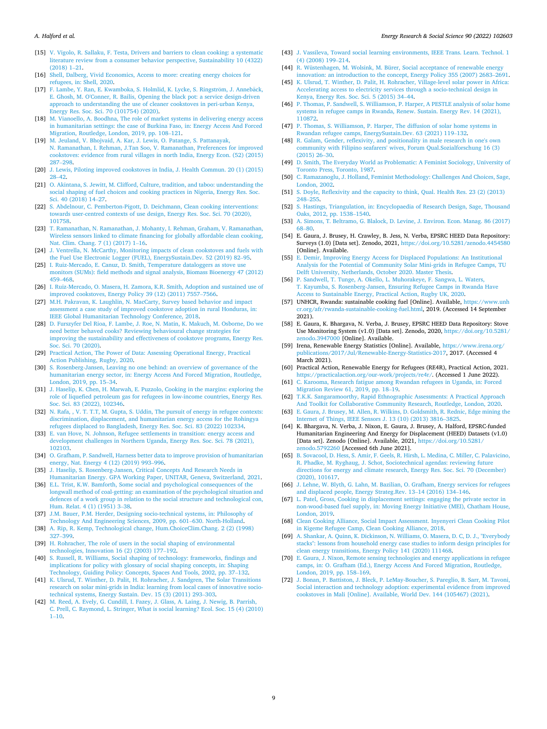[15] V. Vigolo, R. Sallaku, F. Testa, Drivers and barriers to clean cooking: a systematic literature review from a consumer behavior perspective, Sustainability 10 (4322) (2018) 1–21.

[16] Shell, Dalberg, Vivid Economics, Access to more: creating energy choices for refugees, in: Shell, 2020.

[17] F. Lambe, Y. Ran, E. Kwamboka, S. Holmlid, K. Lycke, S. Ringström, J. Annebäck, E. Ghosh, M. O'Conner, R. Bailis, Opening the black pot: a service design-driven approach to understanding the use of cleaner cookstoves in peri-urban Kenya, Energy Res. Soc. Sci. 70 (101754) (2020).

[18] M. Vianoello, A. Boodhna, The role of market systems in delivering energy access in humanitarian settings: the case of Burkina Faso, in: Energy Access And Forced Migration, Routledge, London, 2019, pp. 108–121.

[19] M. Jeuland, V. Bhojvaid, A. Kar, J. Lewis, O. Patange, S. Pattanayak, N. Ramanathan, I. Rehman, J.Tan Soo, V. Ramanathan, Preferences for improved cookstoves: evidence from rural villages in north India, Energy Econ. (52) (2015) 287–298.

[20] J. Lewis, Piloting improved cookstoves in India, J. Health Commun. 20 (1) (2015) 28–42.

[21] O. Akintana, S. Jewitt, M. Clifford, Culture, tradition, and taboo: understanding the social shaping of fuel choices and cooking practices in Nigeria, Energy Res. Soc. Sci. 40 (2018) 14–27.

[22] S. Abdelnour, C. Pemberton-Pigott, D. Deichmann, Clean cooking interventions: towards user-centred contexts of use design, Energy Res. Soc. Sci. 70 (2020), 101758.

[23] T. Ramanathan, N. Ramanathan, J. Mohanty, I. Rehman, Graham, V. Ramanathan, Wireless sensors linked to climate financing for globally affordable clean cooking, Nat. Clim. Chang. 7 (1) (2017) 1–16.

[24] J. Ventrella, N. McCarthy, Monitoring impacts of clean cookstoves and fuels with the Fuel Use Electronic Logger (FUEL), EnergySustain.Dev. 52 (2019) 82–95.

[25] I. Ruiz-Mercado, E. Canuz, D. Smith, Temperature dataloggers as stove use monitors (SUMs): field methods and signal analysis, Biomass Bioenergy 47 (2012) 459–468.

[26] I. Ruiz-Mercado, O. Masera, H. Zamora, K.R. Smith, Adoption and sustained use of improved cookstoves, Energy Policy 39 (12) (2011) 7557–7566.

[27] M.H. Pakravan, K. Laughlin, N. MacCarty, Survey based behavior and impact assessment a case study of improved cookstove adoption in rural Honduras, in: IEEE Global Humanitarian Technology Conference, 2018.

[28] D. Furszyfer Del Rioa, F. Lambe, J. Roe, N. Matin, K. Makuch, M. Osborne, Do we need better behaved cooks? Reviewing behavioural change strategies for improving the sustainability and effectiveness of cookstove programs, Energy Res. Soc. Sci. 70 (2020).

[29] Practical Action, The Power of Data: Assessing Operational Energy, Practical Action Publishing, Rugby, 2020.

[30] S. Rosenberg-Jansen, Leaving no one behind: an overview of governance of the humanitarian energy sector, in: Energy Access And Forced Migration, Routledge, London, 2019, pp. 15–34.

[31] J. Haselip, K. Chen, H. Marwah, E. Puzzolo, Cooking in the margins: exploring the role of liquefied petroleum gas for refugees in low-income countries, Energy Res. Soc. Sci. 83 (2022), 102346.

[32] N. Rafa, , V. T. T.T, M. Gupta, S. Uddin, The pursuit of energy in refugee contexts: discrimination, displacement, and humanitarian energy access for the Rohingya refugees displaced to Bangladesh, Energy Res. Soc. Sci. 83 (2022) 102334.

[33] E. van Hove, N. Johnson, Refugee settlements in transition: energy access and development challenges in Northern Uganda, Energy Res. Soc. Sci. 78 (2021), 102103.

[34] O. Grafham, P. Sandwell, Harness better data to improve provision of humanitarian energy, Nat. Energy 4 (12) (2019) 993–996.

[35] J. Haselip, S. Rosenberg-Jansen, Critical Concepts And Research Needs in Humanitarian Energy. GPA Working Paper, UNITAR, Geneva, Switzerland, 2021.

[36] E.L. Trist, K.W. Bamforth, Some social and psychological consequences of the longwall method of coal-getting: an examination of the psychological situation and defences of a work group in relation to the social structure and technological con, Hum. Relat. 4 (1) (1951) 3–38.

[37] J.M. Bauer, P.M. Herder, Designing socio-technical systems, in: Philosophy of Technology And Engineering Sciences, 2009, pp. 601–630. North-Holland.

[38] A. Rip, R. Kemp, Technological change, Hum.ChoiceClim.Chang. 2 (2) (1998) 327–399.

[39] H. Rohracher, The role of users in the social shaping of environmental technologies, Innovation 16 (2) (2003) 177–192.

[40] S. Russell, R. Williams, Social shaping of technology: frameworks, findings and implications for policy with glossary of social shaping concepts, in: Shaping Technology, Guiding Policy: Concepts, Spaces And Tools, 2002, pp. 37–132.

[41] K. Ulsrud, T. Winther, D. Palit, H. Rohracher, J. Sandgren, The Solar Transitions research on solar mini-grids in India: learning from local cases of innovative socio-technical systems, Energy Sustain. Dev. 15 (3) (2011) 293–303.

[42] M. Reed, A. Evely, G. Cundill, I. Fazey, J. Glass, A. Laing, J. Newig, B. Parrish, C. Prell, C. Raymond, L. Stringer, What is social learning? Ecol. Soc. 15 (4) (2010) 1–10.

[43] J. Vassileva, Toward social learning environments, IEEE Trans. Learn. Technol. 1 (4) (2008) 199–214.

[44] R. Wüstenhagen, M. Wolsink, M. Bürer, Social acceptance of renewable energy innovation: an introduction to the concept, Energy Policy 355 (2007) 2683–2691.

[45] K. Ulsrud, T. Winther, D. Palit, H. Rohracher, Village-level solar power in Africa: Accelerating access to electricity services through a socio-technical design in Kenya, Energy Res. Soc. Sci. 5 (2015) 34–44.

[46] P. Thomas, P. Sandwell, S. Williamson, P. Harper, A PESTLE analysis of solar home systems in refugee camps in Rwanda, Renew. Sustain. Energy Rev. 14 (2021), 110872.

[47] P. Thomas, S. Williamson, P. Harper, The diffusion of solar home systems in Rwandan refugee camps, EnergySustain.Dev. 63 (2021) 119–132.

[48] R. Galam, Gender, reflexivity, and positionality in male research in one's own community with Filipino seafarers' wives, Forum Qual.Sozialforschung 16 (3) (2015) 26–30.

[49] D. Smith, The Everyday World as Problematic: A Feminist Sociology, University of Toronto Press, Toronto, 1987.

[50] C. Ramazanoglu, J. Holland, Feminist Methodology: Challenges And Choices, Sage, London, 2002.

[51] S. Doyle, Reflexivity and the capacity to think, Qual. Health Res. 23 (2) (2013) 248–255.

[52] S. Hastings, Triangulation, in: Encyclopaedia of Research Design, Sage, Thousand Oaks, 2012, pp. 1538–1540.

[53] A. Simons, T. Beltramo, G. Blalock, D. Levine, J. Environ. Econ. Manag. 86 (2017) 68–80.

[54] E. Gaura, J. Brusey, H. Crawley, B. Jess, N. Verba, EPSRC HEED Data Repository: Surveys (1.0) [Data set]. Zenodo, 2021, https://doi.org/10.5281/zenodo.4454580 [Online]. Available.

[55] E. Demir, Improving Energy Access for Displaced Populations: An Institutional Analysis for the Potential of Community Solar Mini-grids in Refugee Camps, TU Delft University, Netherlands, October 2020. Master Thesis.

[56] P. Sandwell, T. Tunge, A. Okello, L. Muhorakeye, F. Sangwa, L. Waters, T. Kayumba, S. Rosenberg-Jansen, Ensuring Refugee Camps in Rwanda Have Access to Sustainable Energy, Practical Action, Rugby UK, 2020.

[57] UNHCR, Rwanda: sustainable cooking fuel [Online]. Available, https://www.unhcr.org/afr/rwanda-sustainable-cooking-fuel.html, 2019. (Accessed 14 September 2021).

[58] E. Gaura, K. Bhargava, N. Verba, J. Brusey, EPSRC HEED Data Repository: Stove Use Monitoring System (v1.0) [Data set]. Zenodo, 2020, https://doi.org/10.5281/zenodo.3947000 [Online]. Available.

[59] Irena, Renewable Energy Statistics [Online]. Available, https://www.irena.org/publications/2017/Jul/Renewable-Energy-Statistics-2017, 2017. (Accessed 4 March 2021).

[60] Practical Action, Renewable Energy for Refugees (RE4R), Practical Action, 2021. https://practicalaction.org/our-work/projects/re4r/. (Accessed 1 June 2022).

[61] C. Karooma, Research fatigue among Rwandan refugees in Uganda, in: Forced Migration Review 61, 2019, pp. 18–19.

[62] T.K.K. Sangaramoorthy, Rapid Ethnographic Assessments: A Practical Approach And Toolkit for Collaborative Community Research, Routledge, London, 2020.

[63] E. Gaura, J. Brusey, M. Allen, R. Wilkins, D. Goldsmith, R. Rednic, Edge mining the Internet of Things, IEEE Sensors J. 13 (10) (2013) 3816–3825.

[64] K. Bhargava, N. Verba, J. Nixon, E. Gaura, J. Brusey, A. Halford, EPSRC-funded Humanitarian Engineering And Energy for Displacement (HEED) Datasets (v1.0) [Data set]. Zenodo [Online]. Available, 2021, https://doi.org/10.5281/zenodo.5792260 [Accessed 6th June 2021].

[65] B. Sovacool, D. Hess, S. Amir, F. Geels, R. Hirsh, L. Medina, C. Miller, C. Palavicino, R. Phadke, M. Ryghaug, J. Schot, Sociotechnical agendas: reviewing future directions for energy and climate research, Energy Res. Soc. Sci. 70 (December) (2020), 101617.

[66] J. Lehne, W. Blyth, G. Lahn, M. Bazilian, O. Grafham, Energy services for refugees and displaced people, Energy Strateg.Rev. 13–14 (2016) 134–146.

[67] L. Patel, Gross, Cooking in displacement settings: engaging the private sector in non-wood-based fuel supply, in: Moving Energy Initiative (MEI), Chatham House, London, 2019.

[68] Clean Cooking Alliance, Social Impact Assessment. Inyenyeri Clean Cooking Pilot in Kigeme Refugee Camp, Clean Cooking Alliance, 2018.

[69] A. Shankar, A. Quinn, K. Dickinson, N. Williams, O. Masera, D. C, D. J., "Everybody stacks": lessons from household energy case studies to inform design principles for clean energy transitions, Energy Policy 141 (2020) 111468.

[70] E. Gaura, J. Nixon, Remote sensing technologies and energy applications in refugee camps, in: O. Grafham (Ed.), Energy Access And Forced Migration, Routledge, London, 2019, pp. 158–169.

[72] J. Bonan, P. Battiston, J. Bleck, P. LeMay-Boucher, S. Pareglio, B. Sarr, M. Tavoni, Social interaction and technology adoption: experimental evidence from improved cookstoves in Mali [Online]. Available, World Dev. 144 (105467) (2021).